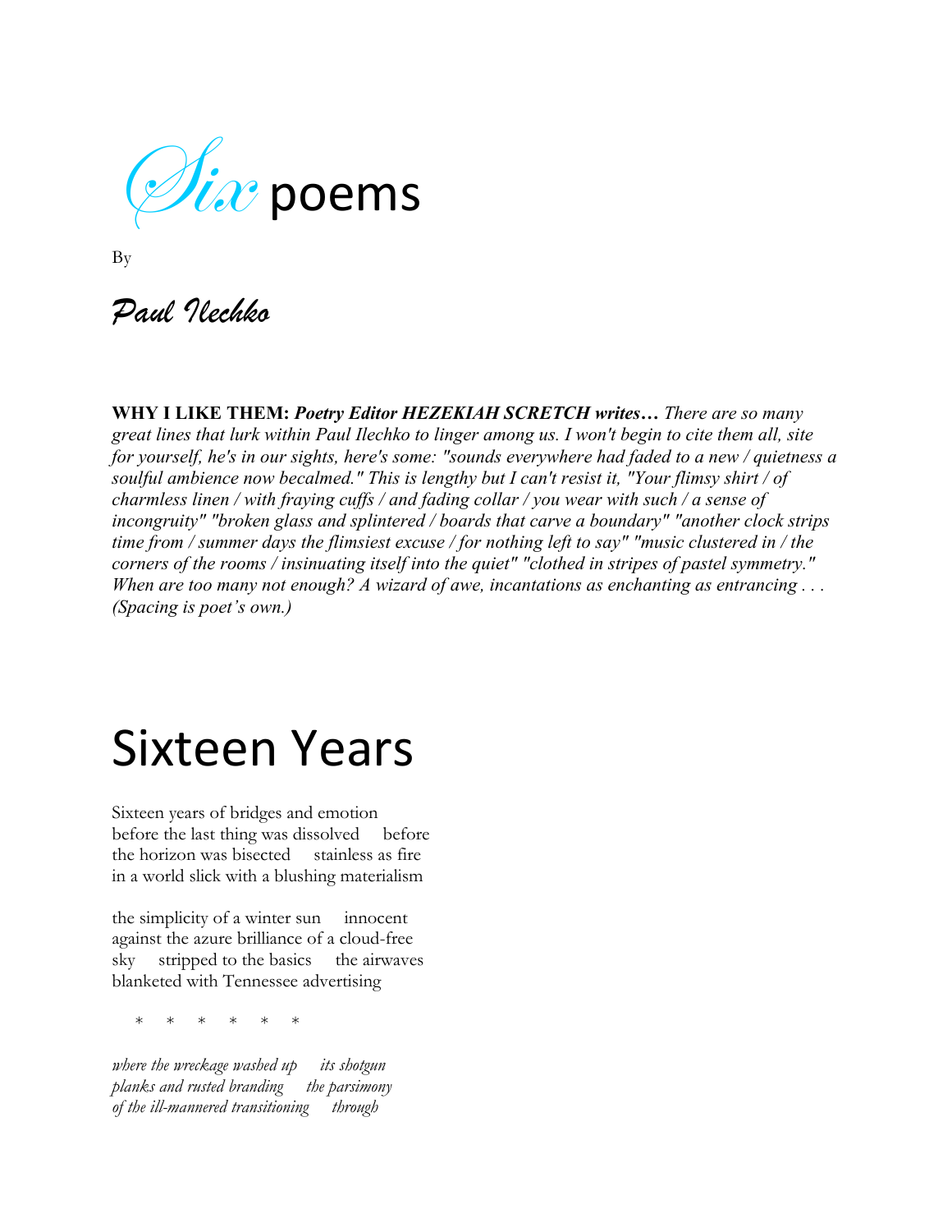# *Six* poems

By

***Paul Ilechko***

**WHY I LIKE THEM:** ***Poetry Editor HEZEKIAH SCRETCH writes…*** *There are so many great lines that lurk within Paul Ilechko to linger among us. I won't begin to cite them all, site for yourself, he's in our sights, here's some: "sounds everywhere had faded to a new / quietness a soulful ambience now becalmed." This is lengthy but I can't resist it, "Your flimsy shirt / of charmless linen / with fraying cuffs / and fading collar / you wear with such / a sense of incongruity" "broken glass and splintered / boards that carve a boundary" "another clock strips time from / summer days the flimsiest excuse / for nothing left to say" "music clustered in / the corners of the rooms / insinuating itself into the quiet" "clothed in stripes of pastel symmetry." When are too many not enough? A wizard of awe, incantations as enchanting as entrancing . . . (Spacing is poet's own.)*

# Sixteen Years

Sixteen years of bridges and emotion  
before the last thing was dissolved     before  
the horizon was bisected     stainless as fire  
in a world slick with a blushing materialism

the simplicity of a winter sun     innocent  
against the azure brilliance of a cloud-free  
sky     stripped to the basics     the airwaves  
blanketed with Tennessee advertising

\*     \*     \*     \*     \*     \*

*where the wreckage washed up     its shotgun*  
*planks and rusted branding     the parsimony*  
*of the ill-mannered transitioning     through*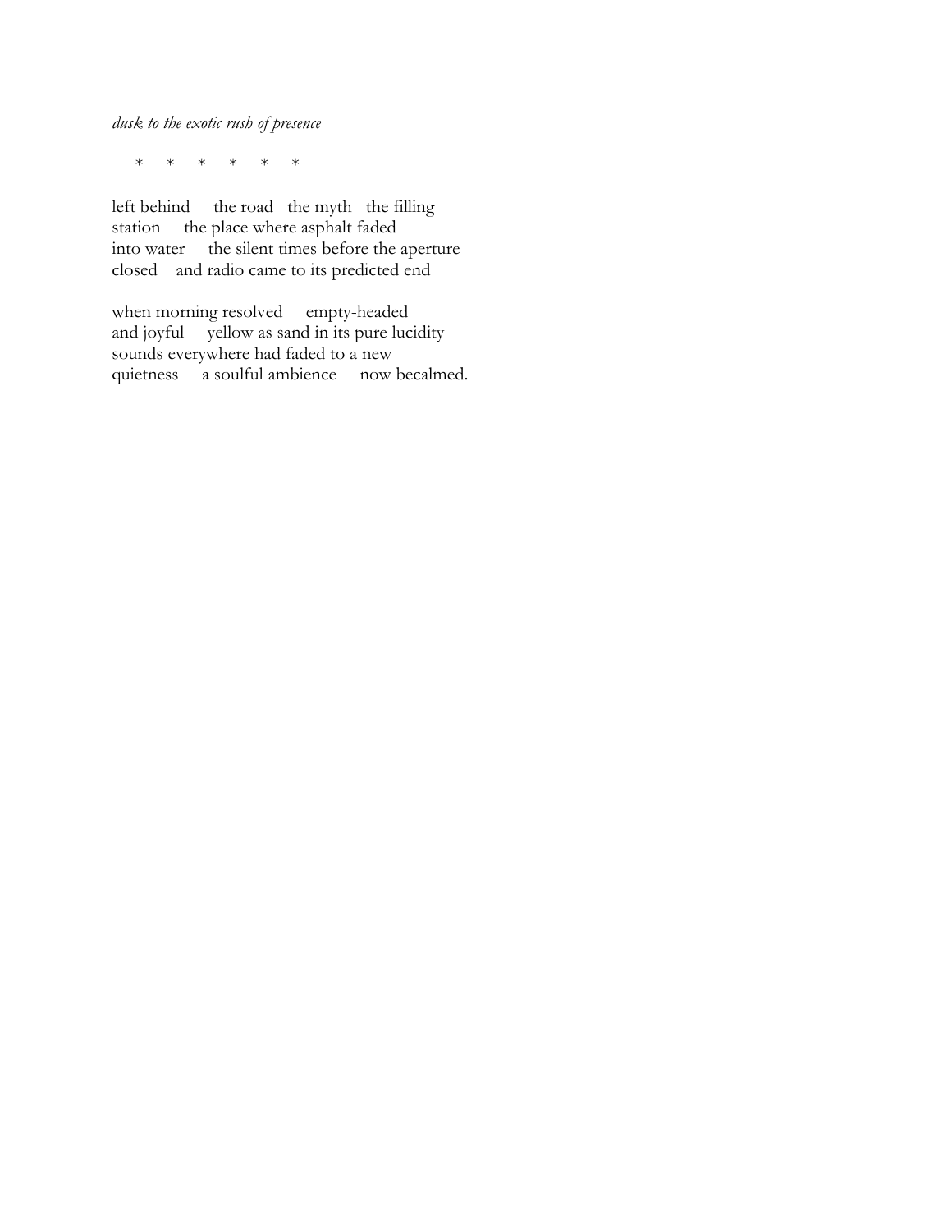*dusk to the exotic rush of presence*

\*     \*     \*     \*     \*     \*

left behind     the road   the myth   the filling  
station     the place where asphalt faded  
into water     the silent times before the aperture  
closed    and radio came to its predicted end

when morning resolved     empty-headed  
and joyful     yellow as sand in its pure lucidity  
sounds everywhere had faded to a new  
quietness     a soulful ambience     now becalmed.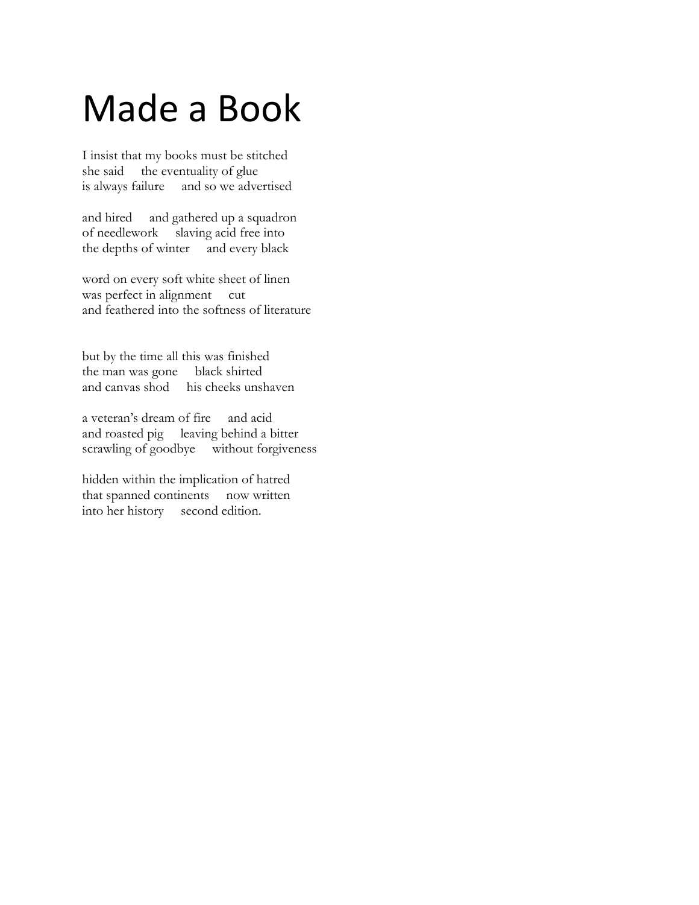# Made a Book

I insist that my books must be stitched
she said     the eventuality of glue
is always failure     and so we advertised

and hired     and gathered up a squadron
of needlework     slaving acid free into
the depths of winter     and every black

word on every soft white sheet of linen
was perfect in alignment     cut
and feathered into the softness of literature

but by the time all this was finished
the man was gone     black shirted
and canvas shod     his cheeks unshaven

a veteran's dream of fire     and acid
and roasted pig     leaving behind a bitter
scrawling of goodbye     without forgiveness

hidden within the implication of hatred
that spanned continents     now written
into her history     second edition.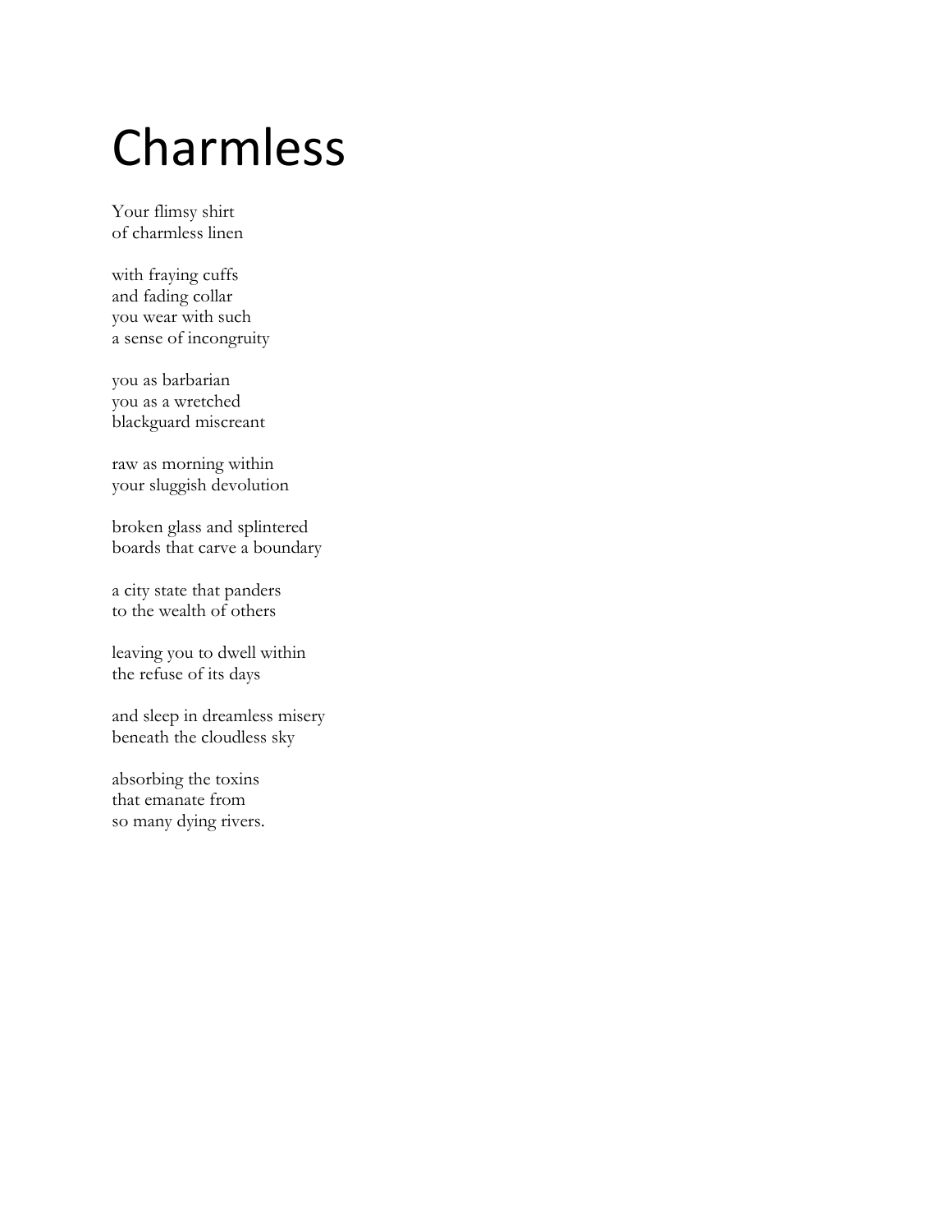# Charmless

Your flimsy shirt  
of charmless linen

with fraying cuffs  
and fading collar  
you wear with such  
a sense of incongruity

you as barbarian  
you as a wretched  
blackguard miscreant

raw as morning within  
your sluggish devolution

broken glass and splintered  
boards that carve a boundary

a city state that panders  
to the wealth of others

leaving you to dwell within  
the refuse of its days

and sleep in dreamless misery  
beneath the cloudless sky

absorbing the toxins  
that emanate from  
so many dying rivers.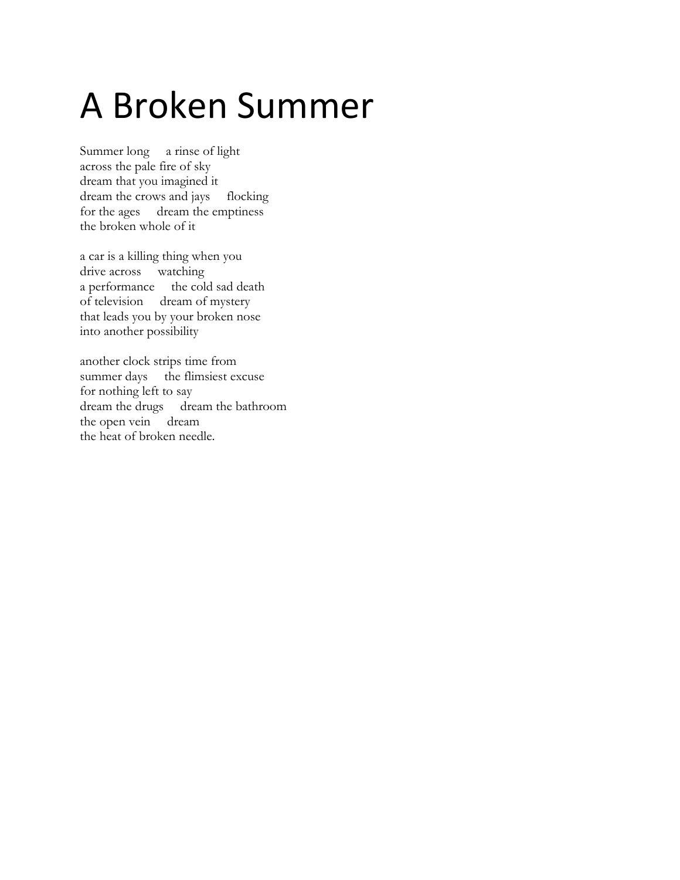# A Broken Summer

Summer long     a rinse of light  
across the pale fire of sky  
dream that you imagined it  
dream the crows and jays     flocking  
for the ages     dream the emptiness  
the broken whole of it

a car is a killing thing when you  
drive across     watching  
a performance     the cold sad death  
of television     dream of mystery  
that leads you by your broken nose  
into another possibility

another clock strips time from  
summer days     the flimsiest excuse  
for nothing left to say  
dream the drugs     dream the bathroom  
the open vein     dream  
the heat of broken needle.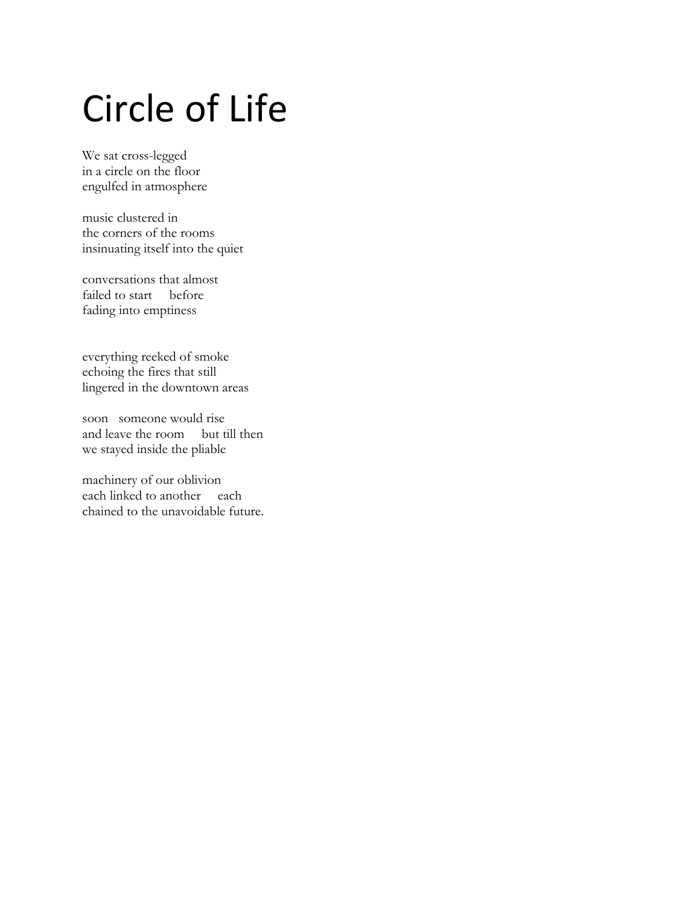# Circle of Life

We sat cross-legged  
in a circle on the floor  
engulfed in atmosphere

music clustered in  
the corners of the rooms  
insinuating itself into the quiet

conversations that almost  
failed to start     before  
fading into emptiness

everything reeked of smoke  
echoing the fires that still  
lingered in the downtown areas

soon   someone would rise  
and leave the room     but till then  
we stayed inside the pliable

machinery of our oblivion  
each linked to another     each  
chained to the unavoidable future.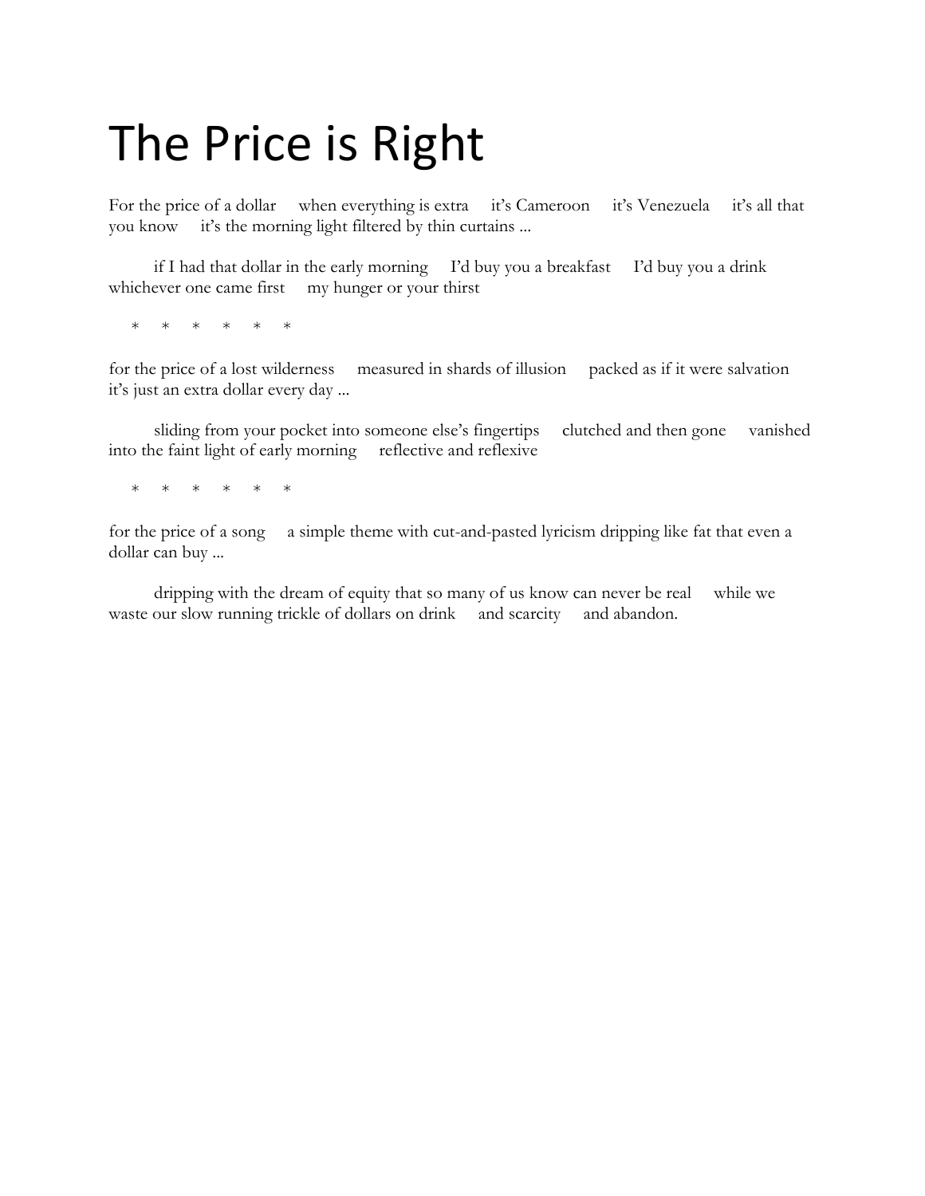# The Price is Right

For the price of a dollar     when everything is extra     it's Cameroon     it's Venezuela     it's all that you know     it's the morning light filtered by thin curtains ...

if I had that dollar in the early morning     I'd buy you a breakfast     I'd buy you a drink whichever one came first     my hunger or your thirst

\*     \*     \*     \*     \*     \*

for the price of a lost wilderness     measured in shards of illusion     packed as if it were salvation it's just an extra dollar every day ...

sliding from your pocket into someone else's fingertips     clutched and then gone     vanished into the faint light of early morning     reflective and reflexive

\*     \*     \*     \*     \*     \*

for the price of a song     a simple theme with cut-and-pasted lyricism dripping like fat that even a dollar can buy ...

dripping with the dream of equity that so many of us know can never be real     while we waste our slow running trickle of dollars on drink     and scarcity     and abandon.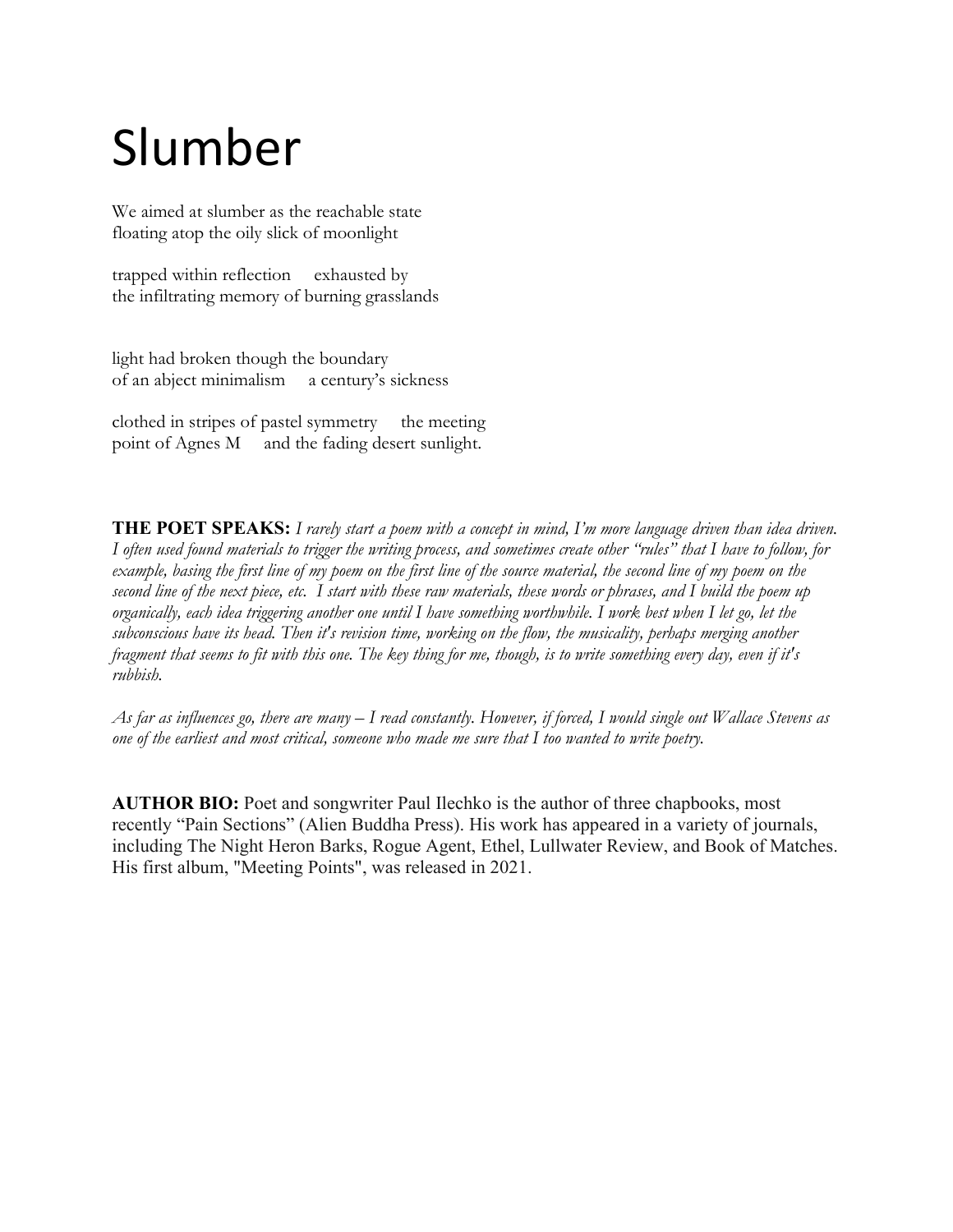# Slumber

We aimed at slumber as the reachable state
floating atop the oily slick of moonlight

trapped within reflection     exhausted by
the infiltrating memory of burning grasslands

light had broken though the boundary
of an abject minimalism     a century's sickness

clothed in stripes of pastel symmetry     the meeting
point of Agnes M     and the fading desert sunlight.

**THE POET SPEAKS:** *I rarely start a poem with a concept in mind, I'm more language driven than idea driven. I often used found materials to trigger the writing process, and sometimes create other "rules" that I have to follow, for example, basing the first line of my poem on the first line of the source material, the second line of my poem on the second line of the next piece, etc. I start with these raw materials, these words or phrases, and I build the poem up organically, each idea triggering another one until I have something worthwhile. I work best when I let go, let the subconscious have its head. Then it's revision time, working on the flow, the musicality, perhaps merging another fragment that seems to fit with this one. The key thing for me, though, is to write something every day, even if it's rubbish.*

*As far as influences go, there are many – I read constantly. However, if forced, I would single out Wallace Stevens as one of the earliest and most critical, someone who made me sure that I too wanted to write poetry.*

**AUTHOR BIO:** Poet and songwriter Paul Ilechko is the author of three chapbooks, most recently "Pain Sections" (Alien Buddha Press). His work has appeared in a variety of journals, including The Night Heron Barks, Rogue Agent, Ethel, Lullwater Review, and Book of Matches. His first album, "Meeting Points", was released in 2021.